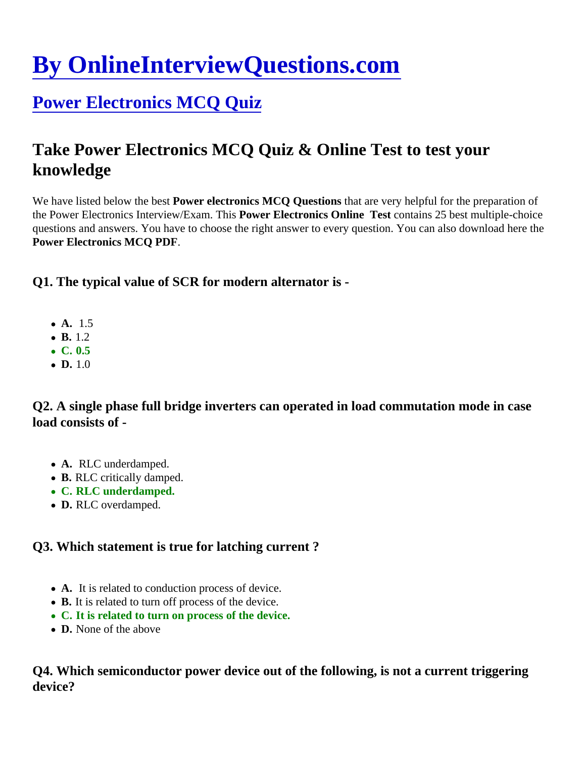# By OnlineInterviewQuestions.com

## Power Electronics MCQ Quiz

## Take Power Electronics MCQ Quiz & Online Test to test your knowledge

We have listed below the best **Power electronics MCQ Questions** that are very helpful for the preparation of the Power Electronics Interview/Exam. This **Power Electronics Online Test** contains 25 best multiple-choice questions and answers. You have to choose the right answer to every question. You can also download here the **Power Electronics MCQ PDF**.

### Q1. The typical value of SCR for modern alternator is -

- **A.** 1.5
- **B.** 1.2
- **C. 0.5**
- **D.** 1.0

### Q2. A single phase full bridge inverters can operated in load commutation mode in case load consists of -

- **A.** RLC underdamped.
- **B.** RLC critically damped.
- **C. RLC underdamped.**
- **D.** RLC overdamped.

### Q3. Which statement is true for latching current ?

- **A.** It is related to conduction process of device.
- **B.** It is related to turn off process of the device.
- **C. It is related to turn on process of the device.**
- **D.** None of the above

### Q4. Which semiconductor power device out of the following, is not a current triggering device?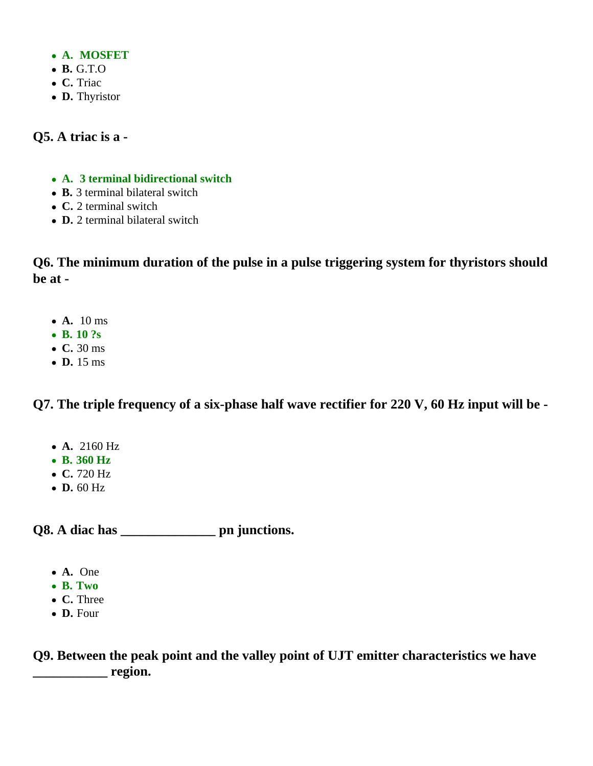- **A.** **MOSFET**
- **B.** G.T.O
- **C.** Triac
- **D.** Thyristor

### Q5. A triac is a -

- **A.** **3 terminal bidirectional switch**
- **B.** 3 terminal bilateral switch
- **C.** 2 terminal switch
- **D.** 2 terminal bilateral switch

### Q6. The minimum duration of the pulse in a pulse triggering system for thyristors should be at -

- **A.** 10 ms
- **B.** **10 ?s**
- **C.** 30 ms
- **D.** 15 ms

### Q7. The triple frequency of a six-phase half wave rectifier for 220 V, 60 Hz input will be -

- **A.** 2160 Hz
- **B.** **360 Hz**
- **C.** 720 Hz
- **D.** 60 Hz

### Q8. A diac has ______________ pn junctions.

- **A.** One
- **B.** **Two**
- **C.** Three
- **D.** Four

### Q9. Between the peak point and the valley point of UJT emitter characteristics we have ___________ region.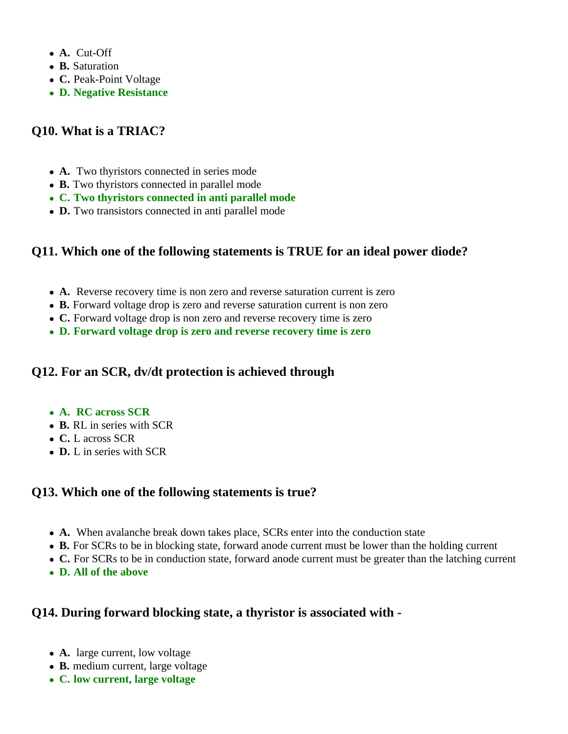- **A.** Cut-Off
- **B.** Saturation
- **C.** Peak-Point Voltage
- **D. Negative Resistance**

### Q10. What is a TRIAC?

- **A.** Two thyristors connected in series mode
- **B.** Two thyristors connected in parallel mode
- **C. Two thyristors connected in anti parallel mode**
- **D.** Two transistors connected in anti parallel mode

### Q11. Which one of the following statements is TRUE for an ideal power diode?

- **A.** Reverse recovery time is non zero and reverse saturation current is zero
- **B.** Forward voltage drop is zero and reverse saturation current is non zero
- **C.** Forward voltage drop is non zero and reverse recovery time is zero
- **D. Forward voltage drop is zero and reverse recovery time is zero**

### Q12. For an SCR, dv/dt protection is achieved through

- **A. RC across SCR**
- **B.** RL in series with SCR
- **C.** L across SCR
- **D.** L in series with SCR

### Q13. Which one of the following statements is true?

- **A.** When avalanche break down takes place, SCRs enter into the conduction state
- **B.** For SCRs to be in blocking state, forward anode current must be lower than the holding current
- **C.** For SCRs to be in conduction state, forward anode current must be greater than the latching current
- **D. All of the above**

### Q14. During forward blocking state, a thyristor is associated with -

- **A.** large current, low voltage
- **B.** medium current, large voltage
- **C. low current, large voltage**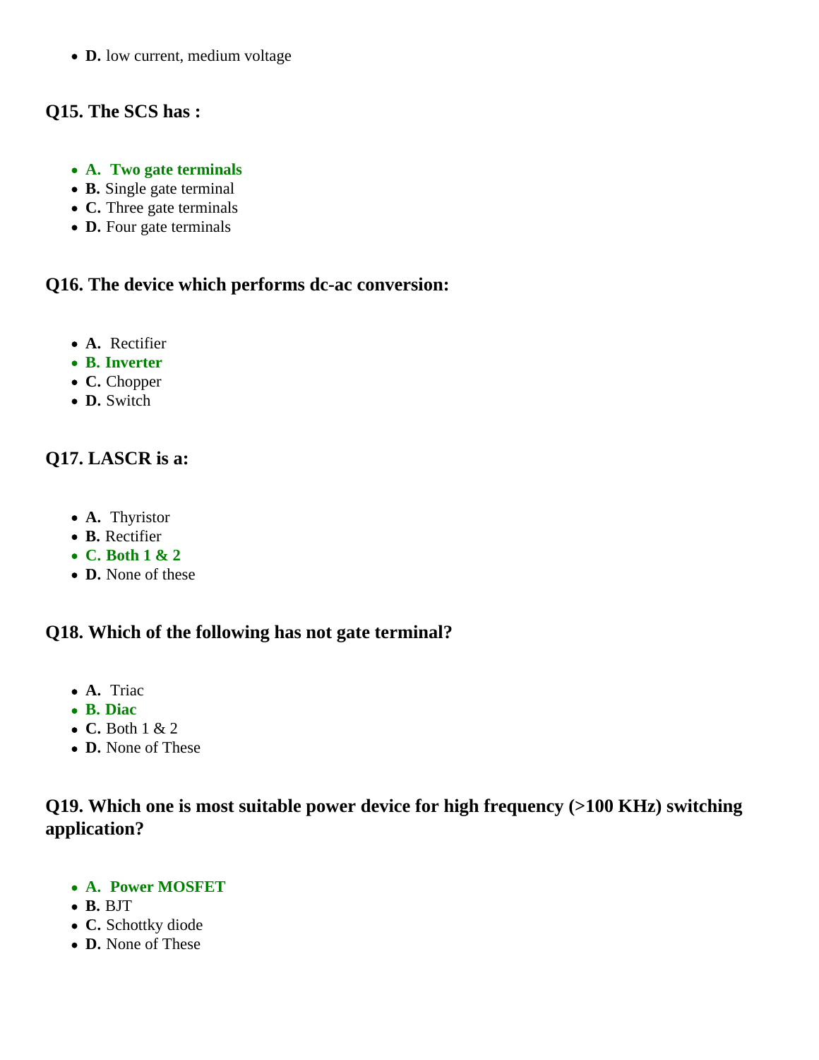- **D.** low current, medium voltage

### Q15. The SCS has :

- **A. Two gate terminals**
- **B.** Single gate terminal
- **C.** Three gate terminals
- **D.** Four gate terminals

### Q16. The device which performs dc-ac conversion:

- **A.** Rectifier
- **B. Inverter**
- **C.** Chopper
- **D.** Switch

### Q17. LASCR is a:

- **A.** Thyristor
- **B.** Rectifier
- **C. Both 1 & 2**
- **D.** None of these

### Q18. Which of the following has not gate terminal?

- **A.** Triac
- **B. Diac**
- **C.** Both 1 & 2
- **D.** None of These

### Q19. Which one is most suitable power device for high frequency (>100 KHz) switching application?

- **A. Power MOSFET**
- **B.** BJT
- **C.** Schottky diode
- **D.** None of These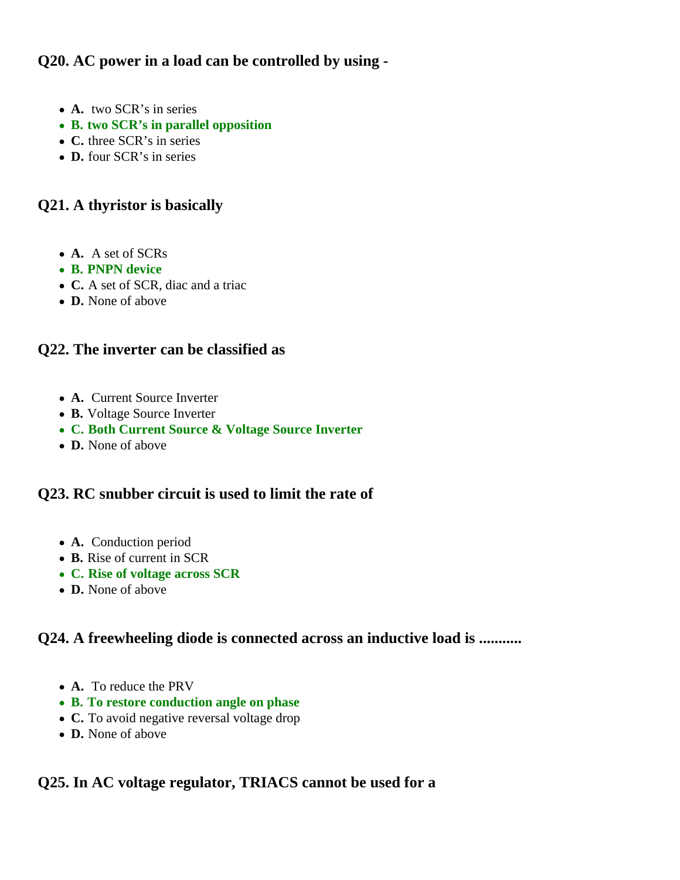### Q20. AC power in a load can be controlled by using -

- **A.** two SCR's in series
- **B. two SCR's in parallel opposition**
- **C.** three SCR's in series
- **D.** four SCR's in series

### Q21. A thyristor is basically

- **A.** A set of SCRs
- **B. PNPN device**
- **C.** A set of SCR, diac and a triac
- **D.** None of above

### Q22. The inverter can be classified as

- **A.** Current Source Inverter
- **B.** Voltage Source Inverter
- **C. Both Current Source & Voltage Source Inverter**
- **D.** None of above

### Q23. RC snubber circuit is used to limit the rate of

- **A.** Conduction period
- **B.** Rise of current in SCR
- **C. Rise of voltage across SCR**
- **D.** None of above

### Q24. A freewheeling diode is connected across an inductive load is ...........

- **A.** To reduce the PRV
- **B. To restore conduction angle on phase**
- **C.** To avoid negative reversal voltage drop
- **D.** None of above

### Q25. In AC voltage regulator, TRIACS cannot be used for a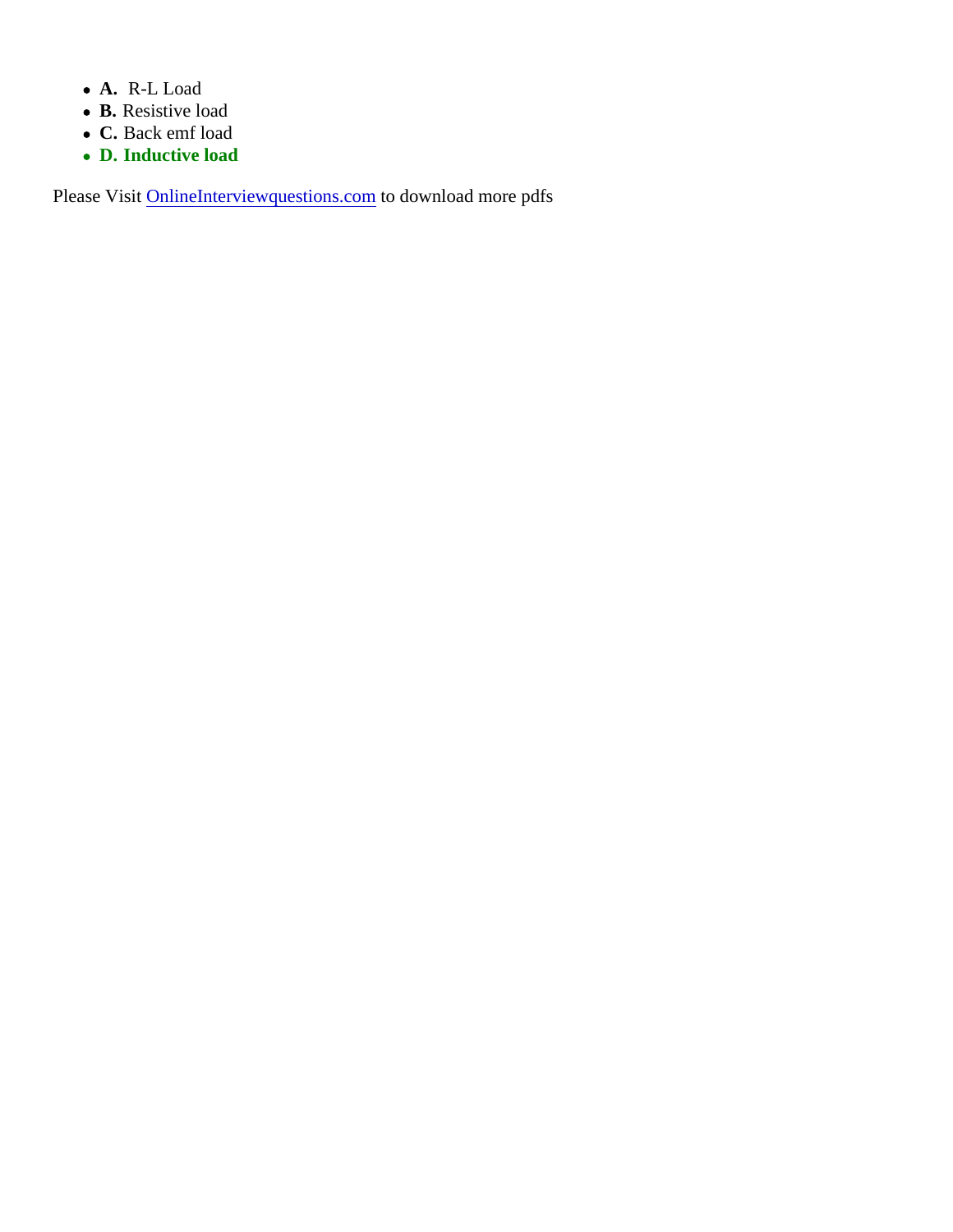- **A.** R-L Load
- **B.** Resistive load
- **C.** Back emf load
- **D. Inductive load**

Please Visit OnlineInterviewquestions.com to download more pdfs